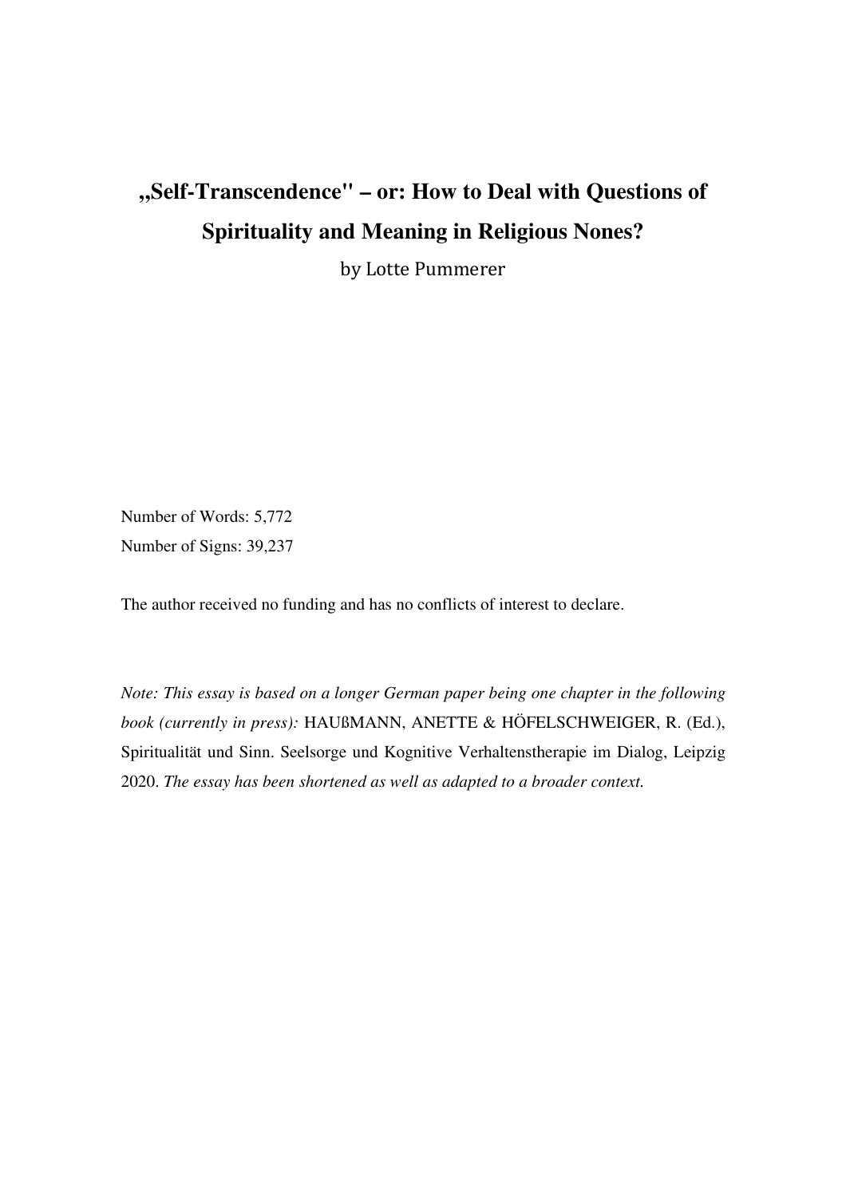# „Self-Transcendence" – or: How to Deal with Questions of Spirituality and Meaning in Religious Nones?

by Lotte Pummerer

Number of Words: 5,772

Number of Signs: 39,237

The author received no funding and has no conflicts of interest to declare.

*Note: This essay is based on a longer German paper being one chapter in the following book (currently in press):* HAUßMANN, ANETTE & HÖFELSCHWEIGER, R. (Ed.), Spiritualität und Sinn. Seelsorge und Kognitive Verhaltenstherapie im Dialog, Leipzig 2020. *The essay has been shortened as well as adapted to a broader context.*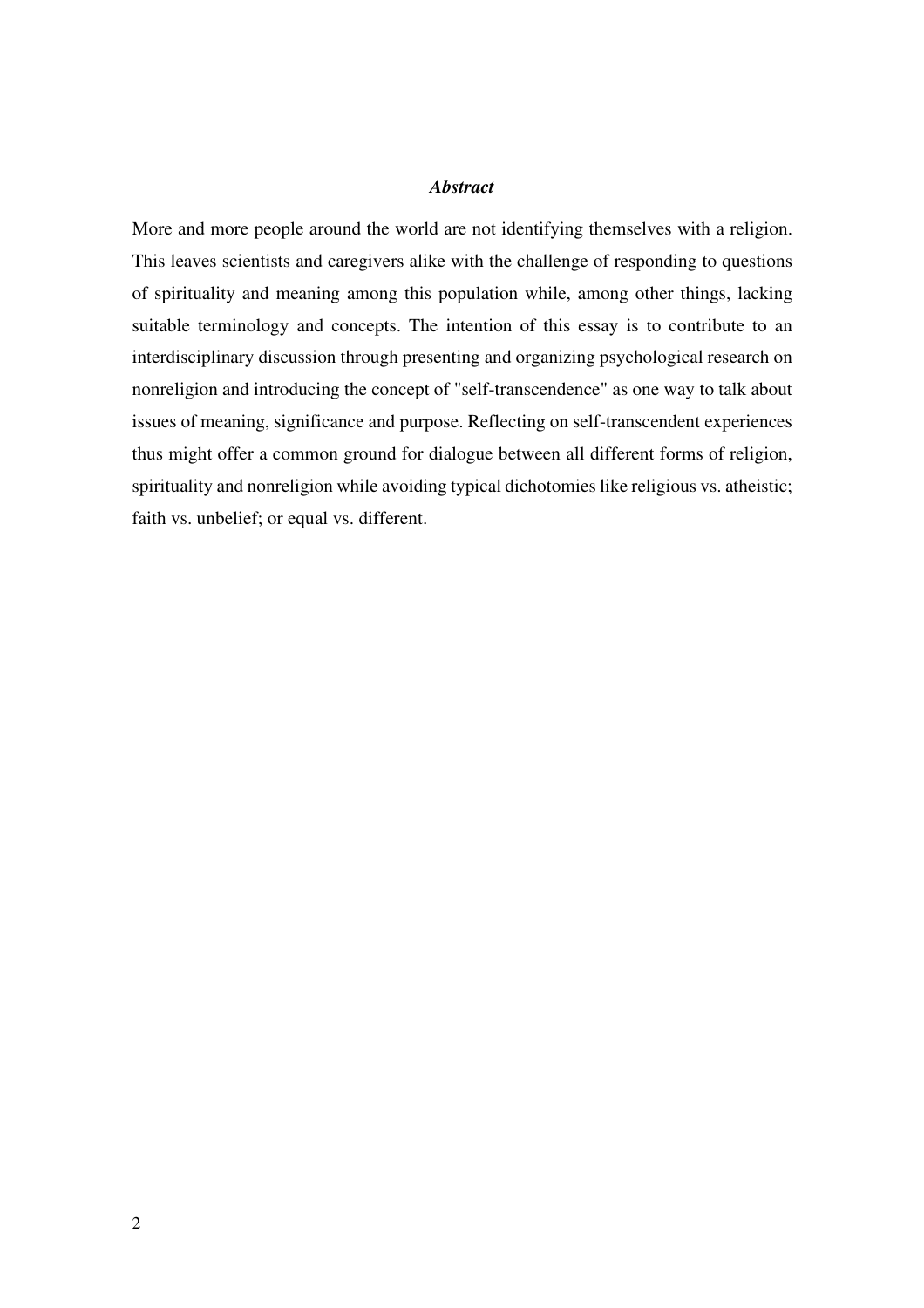### *Abstract*

More and more people around the world are not identifying themselves with a religion. This leaves scientists and caregivers alike with the challenge of responding to questions of spirituality and meaning among this population while, among other things, lacking suitable terminology and concepts. The intention of this essay is to contribute to an interdisciplinary discussion through presenting and organizing psychological research on nonreligion and introducing the concept of "self-transcendence" as one way to talk about issues of meaning, significance and purpose. Reflecting on self-transcendent experiences thus might offer a common ground for dialogue between all different forms of religion, spirituality and nonreligion while avoiding typical dichotomies like religious vs. atheistic; faith vs. unbelief; or equal vs. different.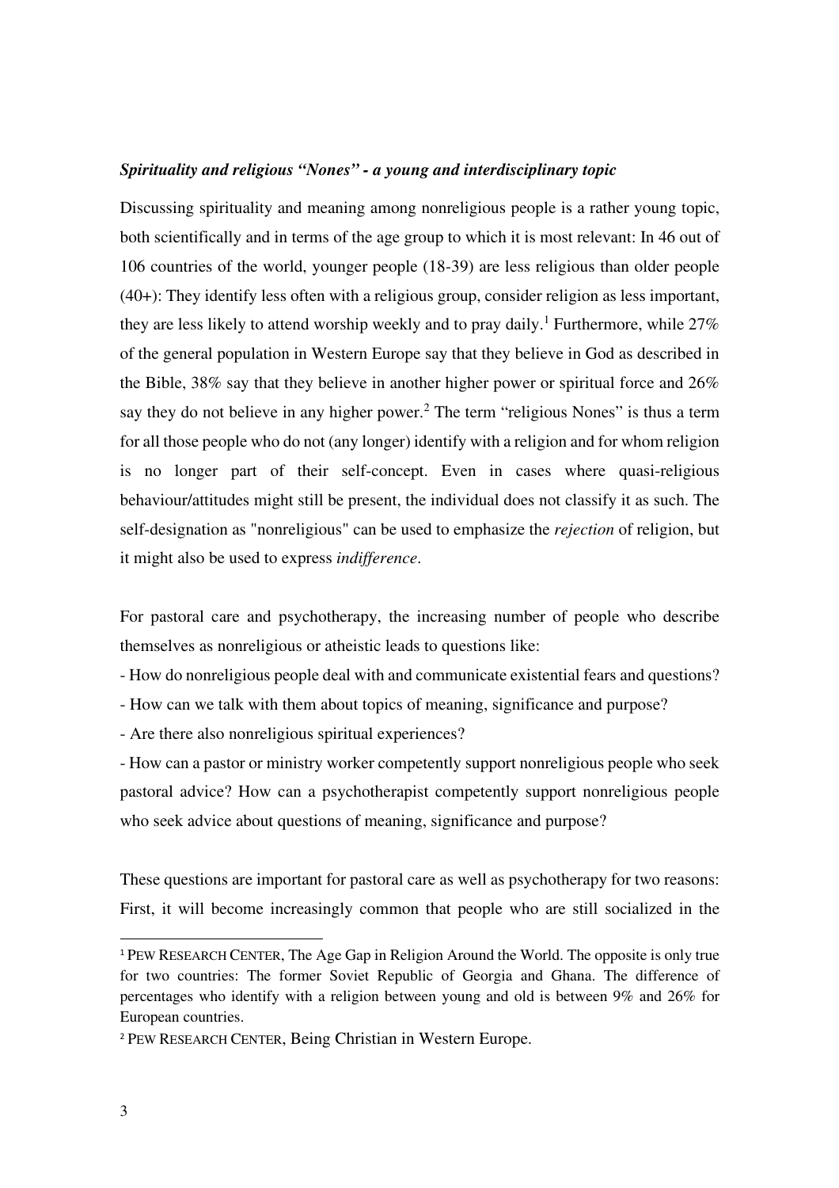***Spirituality and religious "Nones" - a young and interdisciplinary topic***

Discussing spirituality and meaning among nonreligious people is a rather young topic, both scientifically and in terms of the age group to which it is most relevant: In 46 out of 106 countries of the world, younger people (18-39) are less religious than older people (40+): They identify less often with a religious group, consider religion as less important, they are less likely to attend worship weekly and to pray daily.[1] Furthermore, while 27% of the general population in Western Europe say that they believe in God as described in the Bible, 38% say that they believe in another higher power or spiritual force and 26% say they do not believe in any higher power.[2] The term "religious Nones" is thus a term for all those people who do not (any longer) identify with a religion and for whom religion is no longer part of their self-concept. Even in cases where quasi-religious behaviour/attitudes might still be present, the individual does not classify it as such. The self-designation as "nonreligious" can be used to emphasize the *rejection* of religion, but it might also be used to express *indifference*.

For pastoral care and psychotherapy, the increasing number of people who describe themselves as nonreligious or atheistic leads to questions like:

- How do nonreligious people deal with and communicate existential fears and questions?
- How can we talk with them about topics of meaning, significance and purpose?
- Are there also nonreligious spiritual experiences?
- How can a pastor or ministry worker competently support nonreligious people who seek pastoral advice? How can a psychotherapist competently support nonreligious people who seek advice about questions of meaning, significance and purpose?

These questions are important for pastoral care as well as psychotherapy for two reasons: First, it will become increasingly common that people who are still socialized in the

---

[1] PEW RESEARCH CENTER, The Age Gap in Religion Around the World. The opposite is only true for two countries: The former Soviet Republic of Georgia and Ghana. The difference of percentages who identify with a religion between young and old is between 9% and 26% for European countries.

[2] PEW RESEARCH CENTER, Being Christian in Western Europe.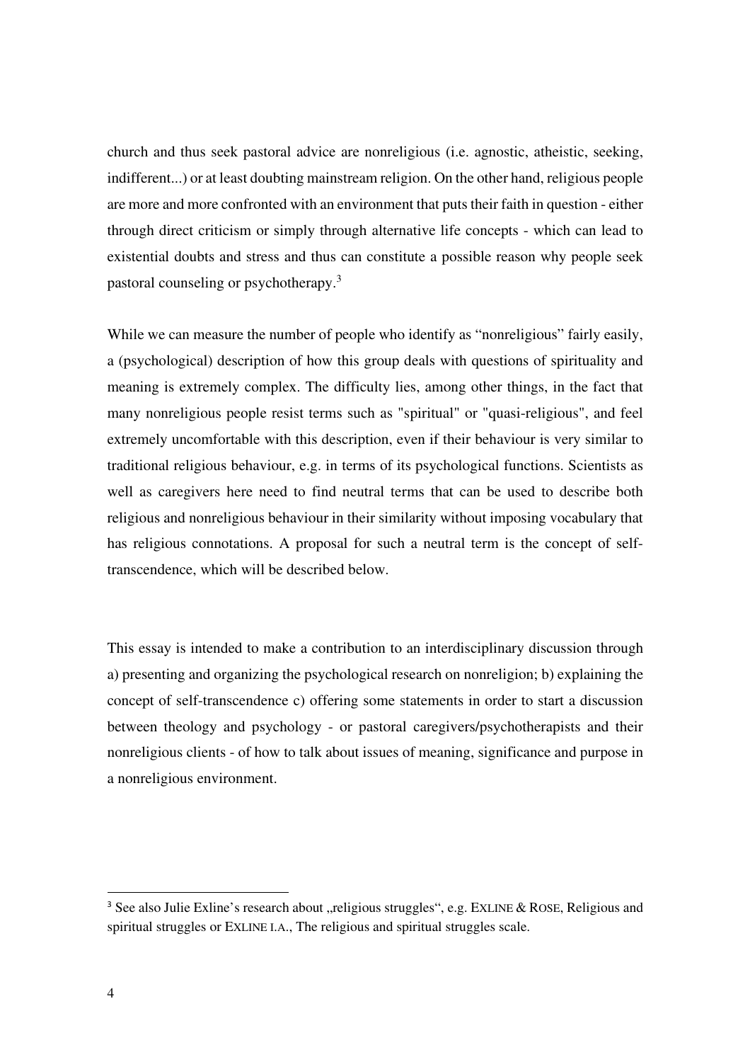church and thus seek pastoral advice are nonreligious (i.e. agnostic, atheistic, seeking, indifferent...) or at least doubting mainstream religion. On the other hand, religious people are more and more confronted with an environment that puts their faith in question - either through direct criticism or simply through alternative life concepts - which can lead to existential doubts and stress and thus can constitute a possible reason why people seek pastoral counseling or psychotherapy.[3]

While we can measure the number of people who identify as "nonreligious" fairly easily, a (psychological) description of how this group deals with questions of spirituality and meaning is extremely complex. The difficulty lies, among other things, in the fact that many nonreligious people resist terms such as "spiritual" or "quasi-religious", and feel extremely uncomfortable with this description, even if their behaviour is very similar to traditional religious behaviour, e.g. in terms of its psychological functions. Scientists as well as caregivers here need to find neutral terms that can be used to describe both religious and nonreligious behaviour in their similarity without imposing vocabulary that has religious connotations. A proposal for such a neutral term is the concept of self-transcendence, which will be described below.

This essay is intended to make a contribution to an interdisciplinary discussion through a) presenting and organizing the psychological research on nonreligion; b) explaining the concept of self-transcendence c) offering some statements in order to start a discussion between theology and psychology - or pastoral caregivers/psychotherapists and their nonreligious clients - of how to talk about issues of meaning, significance and purpose in a nonreligious environment.

---

[3] See also Julie Exline's research about „religious struggles", e.g. EXLINE & ROSE, Religious and spiritual struggles or EXLINE I.A., The religious and spiritual struggles scale.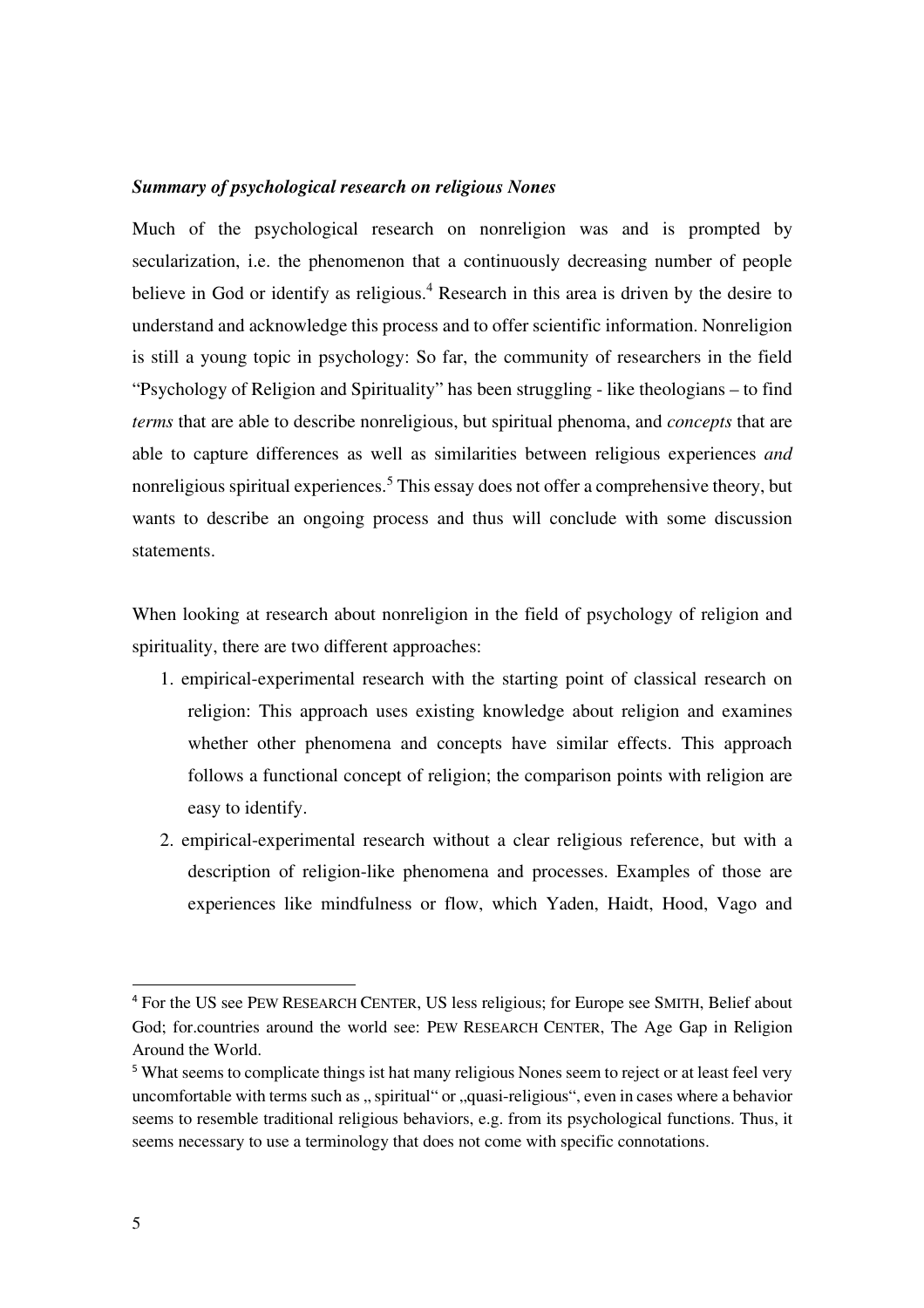***Summary of psychological research on religious Nones***

Much of the psychological research on nonreligion was and is prompted by secularization, i.e. the phenomenon that a continuously decreasing number of people believe in God or identify as religious.[4] Research in this area is driven by the desire to understand and acknowledge this process and to offer scientific information. Nonreligion is still a young topic in psychology: So far, the community of researchers in the field "Psychology of Religion and Spirituality" has been struggling - like theologians – to find *terms* that are able to describe nonreligious, but spiritual phenoma, and *concepts* that are able to capture differences as well as similarities between religious experiences *and* nonreligious spiritual experiences.[5] This essay does not offer a comprehensive theory, but wants to describe an ongoing process and thus will conclude with some discussion statements.

When looking at research about nonreligion in the field of psychology of religion and spirituality, there are two different approaches:

1. empirical-experimental research with the starting point of classical research on religion: This approach uses existing knowledge about religion and examines whether other phenomena and concepts have similar effects. This approach follows a functional concept of religion; the comparison points with religion are easy to identify.
2. empirical-experimental research without a clear religious reference, but with a description of religion-like phenomena and processes. Examples of those are experiences like mindfulness or flow, which Yaden, Haidt, Hood, Vago and

---

[4] For the US see PEW RESEARCH CENTER, US less religious; for Europe see SMITH, Belief about God; for.countries around the world see: PEW RESEARCH CENTER, The Age Gap in Religion Around the World.

[5] What seems to complicate things ist hat many religious Nones seem to reject or at least feel very uncomfortable with terms such as „ spiritual" or „quasi-religious", even in cases where a behavior seems to resemble traditional religious behaviors, e.g. from its psychological functions. Thus, it seems necessary to use a terminology that does not come with specific connotations.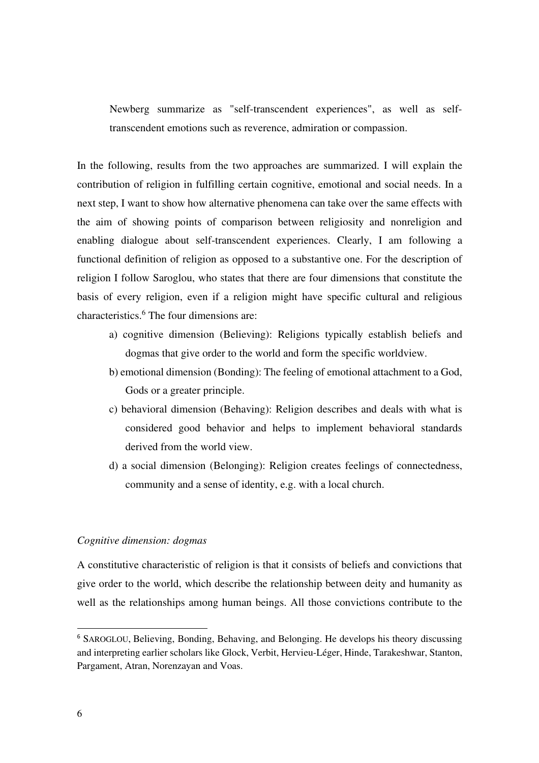Newberg summarize as "self-transcendent experiences", as well as self-transcendent emotions such as reverence, admiration or compassion.

In the following, results from the two approaches are summarized. I will explain the contribution of religion in fulfilling certain cognitive, emotional and social needs. In a next step, I want to show how alternative phenomena can take over the same effects with the aim of showing points of comparison between religiosity and nonreligion and enabling dialogue about self-transcendent experiences. Clearly, I am following a functional definition of religion as opposed to a substantive one. For the description of religion I follow Saroglou, who states that there are four dimensions that constitute the basis of every religion, even if a religion might have specific cultural and religious characteristics.[6] The four dimensions are:

a) cognitive dimension (Believing): Religions typically establish beliefs and dogmas that give order to the world and form the specific worldview.
b) emotional dimension (Bonding): The feeling of emotional attachment to a God, Gods or a greater principle.
c) behavioral dimension (Behaving): Religion describes and deals with what is considered good behavior and helps to implement behavioral standards derived from the world view.
d) a social dimension (Belonging): Religion creates feelings of connectedness, community and a sense of identity, e.g. with a local church.

*Cognitive dimension: dogmas*

A constitutive characteristic of religion is that it consists of beliefs and convictions that give order to the world, which describe the relationship between deity and humanity as well as the relationships among human beings. All those convictions contribute to the

---

[6] SAROGLOU, Believing, Bonding, Behaving, and Belonging. He develops his theory discussing and interpreting earlier scholars like Glock, Verbit, Hervieu-Léger, Hinde, Tarakeshwar, Stanton, Pargament, Atran, Norenzayan and Voas.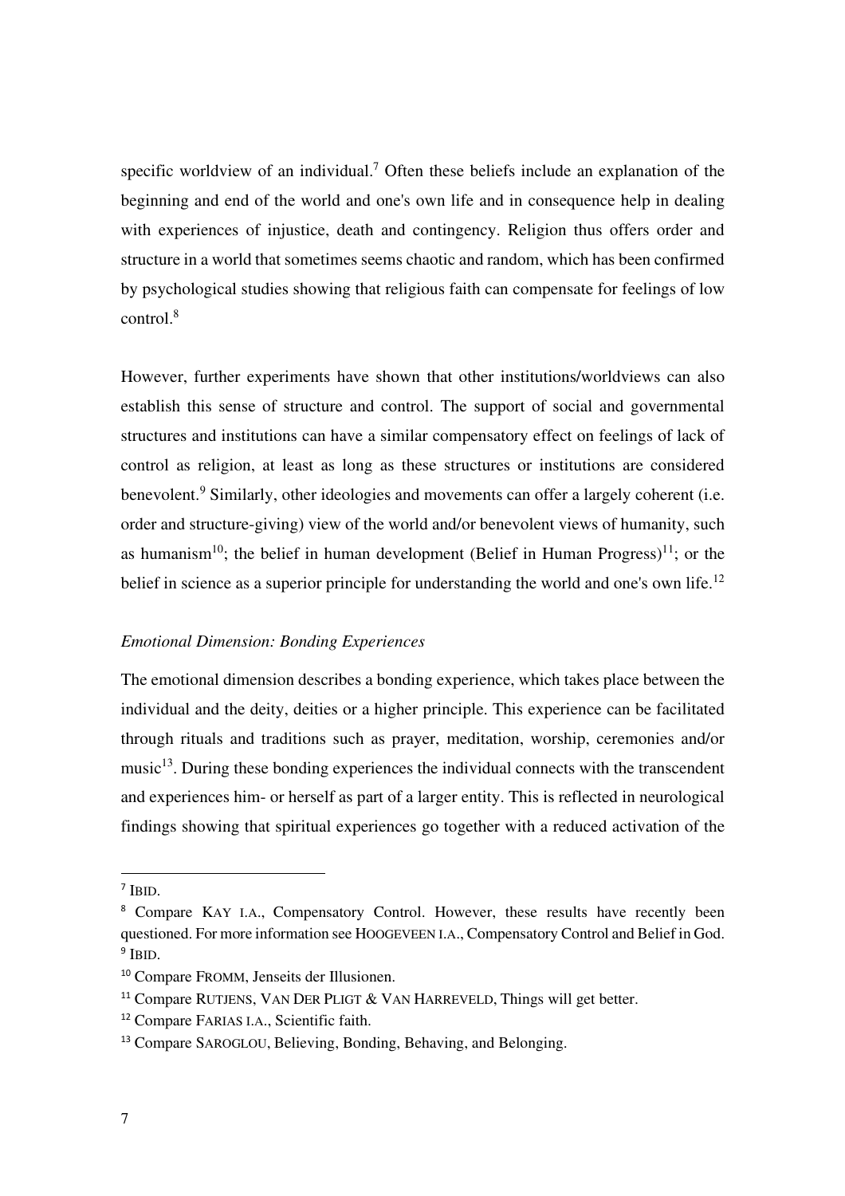specific worldview of an individual.[7] Often these beliefs include an explanation of the beginning and end of the world and one's own life and in consequence help in dealing with experiences of injustice, death and contingency. Religion thus offers order and structure in a world that sometimes seems chaotic and random, which has been confirmed by psychological studies showing that religious faith can compensate for feelings of low control.[8]

However, further experiments have shown that other institutions/worldviews can also establish this sense of structure and control. The support of social and governmental structures and institutions can have a similar compensatory effect on feelings of lack of control as religion, at least as long as these structures or institutions are considered benevolent.[9] Similarly, other ideologies and movements can offer a largely coherent (i.e. order and structure-giving) view of the world and/or benevolent views of humanity, such as humanism[10]; the belief in human development (Belief in Human Progress)[11]; or the belief in science as a superior principle for understanding the world and one's own life.[12]

*Emotional Dimension: Bonding Experiences*

The emotional dimension describes a bonding experience, which takes place between the individual and the deity, deities or a higher principle. This experience can be facilitated through rituals and traditions such as prayer, meditation, worship, ceremonies and/or music[13]. During these bonding experiences the individual connects with the transcendent and experiences him- or herself as part of a larger entity. This is reflected in neurological findings showing that spiritual experiences go together with a reduced activation of the

---

[7] IBID.

[8] Compare KAY I.A., Compensatory Control. However, these results have recently been questioned. For more information see HOOGEVEEN I.A., Compensatory Control and Belief in God.

[9] IBID.

[10] Compare FROMM, Jenseits der Illusionen.

[11] Compare RUTJENS, VAN DER PLIGT & VAN HARREVELD, Things will get better.

[12] Compare FARIAS I.A., Scientific faith.

[13] Compare SAROGLOU, Believing, Bonding, Behaving, and Belonging.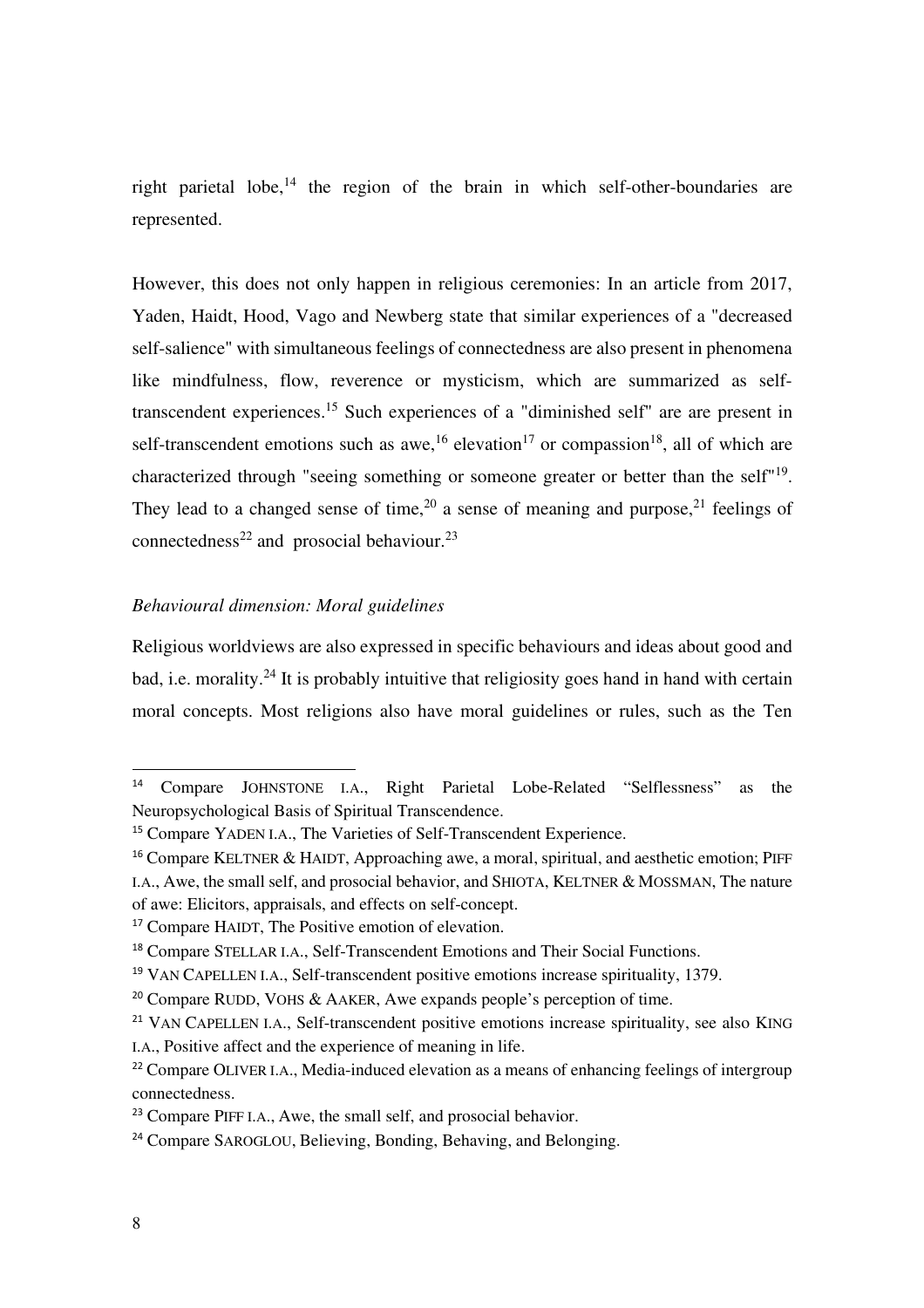right parietal lobe,[14] the region of the brain in which self-other-boundaries are represented.

However, this does not only happen in religious ceremonies: In an article from 2017, Yaden, Haidt, Hood, Vago and Newberg state that similar experiences of a "decreased self-salience" with simultaneous feelings of connectedness are also present in phenomena like mindfulness, flow, reverence or mysticism, which are summarized as self-transcendent experiences.[15] Such experiences of a "diminished self" are are present in self-transcendent emotions such as awe,[16] elevation[17] or compassion[18], all of which are characterized through "seeing something or someone greater or better than the self"[19]. They lead to a changed sense of time,[20] a sense of meaning and purpose,[21] feelings of connectedness[22] and prosocial behaviour.[23]

*Behavioural dimension: Moral guidelines*

Religious worldviews are also expressed in specific behaviours and ideas about good and bad, i.e. morality.[24] It is probably intuitive that religiosity goes hand in hand with certain moral concepts. Most religions also have moral guidelines or rules, such as the Ten

---

[14] Compare JOHNSTONE I.A., Right Parietal Lobe-Related "Selflessness" as the Neuropsychological Basis of Spiritual Transcendence.

[15] Compare YADEN I.A., The Varieties of Self-Transcendent Experience.

[16] Compare KELTNER & HAIDT, Approaching awe, a moral, spiritual, and aesthetic emotion; PIFF I.A., Awe, the small self, and prosocial behavior, and SHIOTA, KELTNER & MOSSMAN, The nature of awe: Elicitors, appraisals, and effects on self-concept.

[17] Compare HAIDT, The Positive emotion of elevation.

[18] Compare STELLAR I.A., Self-Transcendent Emotions and Their Social Functions.

[19] VAN CAPELLEN I.A., Self-transcendent positive emotions increase spirituality, 1379.

[20] Compare RUDD, VOHS & AAKER, Awe expands people's perception of time.

[21] VAN CAPELLEN I.A., Self-transcendent positive emotions increase spirituality, see also KING I.A., Positive affect and the experience of meaning in life.

[22] Compare OLIVER I.A., Media-induced elevation as a means of enhancing feelings of intergroup connectedness.

[23] Compare PIFF I.A., Awe, the small self, and prosocial behavior.

[24] Compare SAROGLOU, Believing, Bonding, Behaving, and Belonging.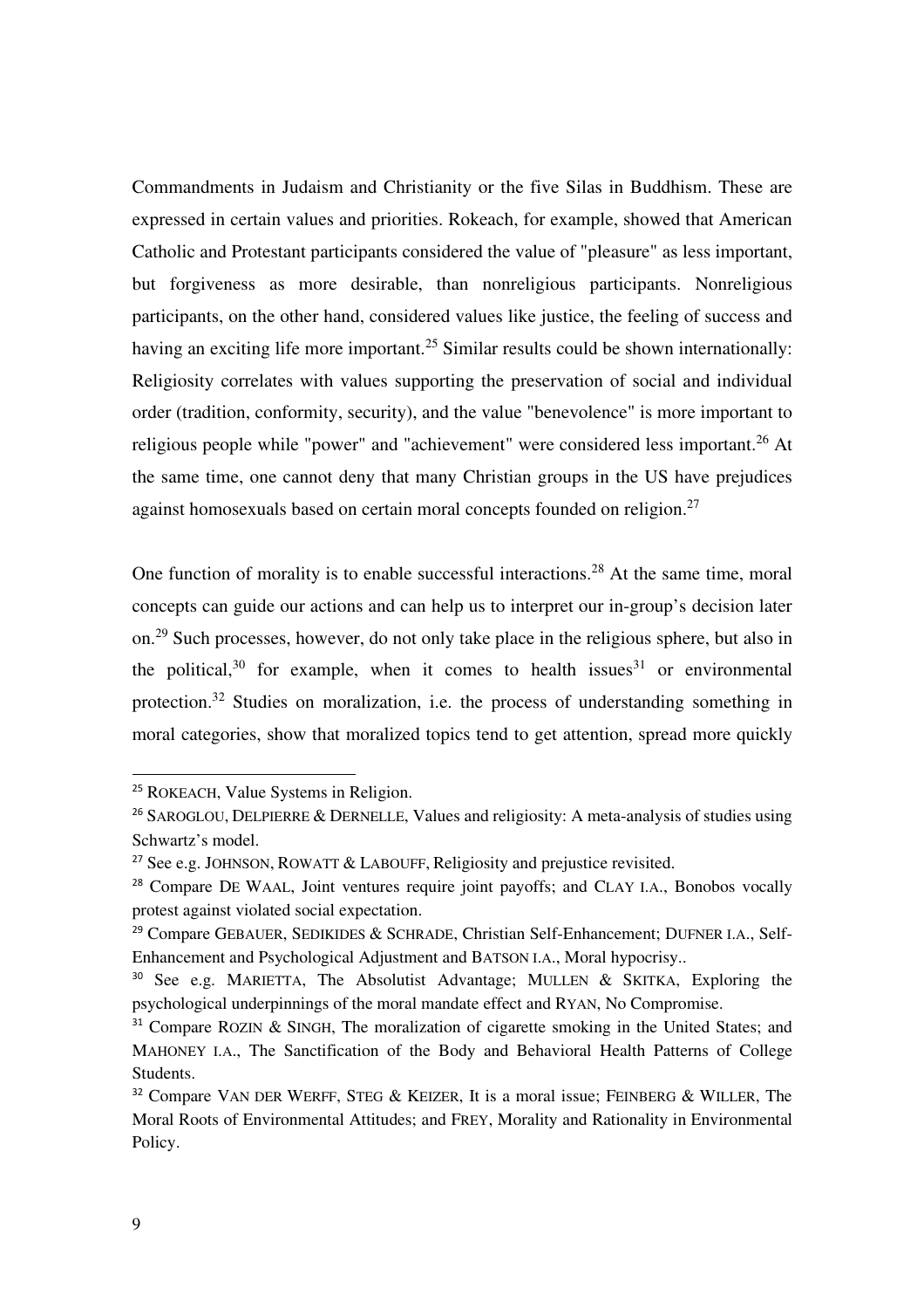Commandments in Judaism and Christianity or the five Silas in Buddhism. These are expressed in certain values and priorities. Rokeach, for example, showed that American Catholic and Protestant participants considered the value of "pleasure" as less important, but forgiveness as more desirable, than nonreligious participants. Nonreligious participants, on the other hand, considered values like justice, the feeling of success and having an exciting life more important.[25] Similar results could be shown internationally: Religiosity correlates with values supporting the preservation of social and individual order (tradition, conformity, security), and the value "benevolence" is more important to religious people while "power" and "achievement" were considered less important.[26] At the same time, one cannot deny that many Christian groups in the US have prejudices against homosexuals based on certain moral concepts founded on religion.[27]

One function of morality is to enable successful interactions.[28] At the same time, moral concepts can guide our actions and can help us to interpret our in-group's decision later on.[29] Such processes, however, do not only take place in the religious sphere, but also in the political,[30] for example, when it comes to health issues[31] or environmental protection.[32] Studies on moralization, i.e. the process of understanding something in moral categories, show that moralized topics tend to get attention, spread more quickly

---

[25] ROKEACH, Value Systems in Religion.

[26] SAROGLOU, DELPIERRE & DERNELLE, Values and religiosity: A meta-analysis of studies using Schwartz's model.

[27] See e.g. JOHNSON, ROWATT & LABOUFF, Religiosity and prejustice revisited.

[28] Compare DE WAAL, Joint ventures require joint payoffs; and CLAY I.A., Bonobos vocally protest against violated social expectation.

[29] Compare GEBAUER, SEDIKIDES & SCHRADE, Christian Self-Enhancement; DUFNER I.A., Self-Enhancement and Psychological Adjustment and BATSON I.A., Moral hypocrisy..

[30] See e.g. MARIETTA, The Absolutist Advantage; MULLEN & SKITKA, Exploring the psychological underpinnings of the moral mandate effect and RYAN, No Compromise.

[31] Compare ROZIN & SINGH, The moralization of cigarette smoking in the United States; and MAHONEY I.A., The Sanctification of the Body and Behavioral Health Patterns of College Students.

[32] Compare VAN DER WERFF, STEG & KEIZER, It is a moral issue; FEINBERG & WILLER, The Moral Roots of Environmental Attitudes; and FREY, Morality and Rationality in Environmental Policy.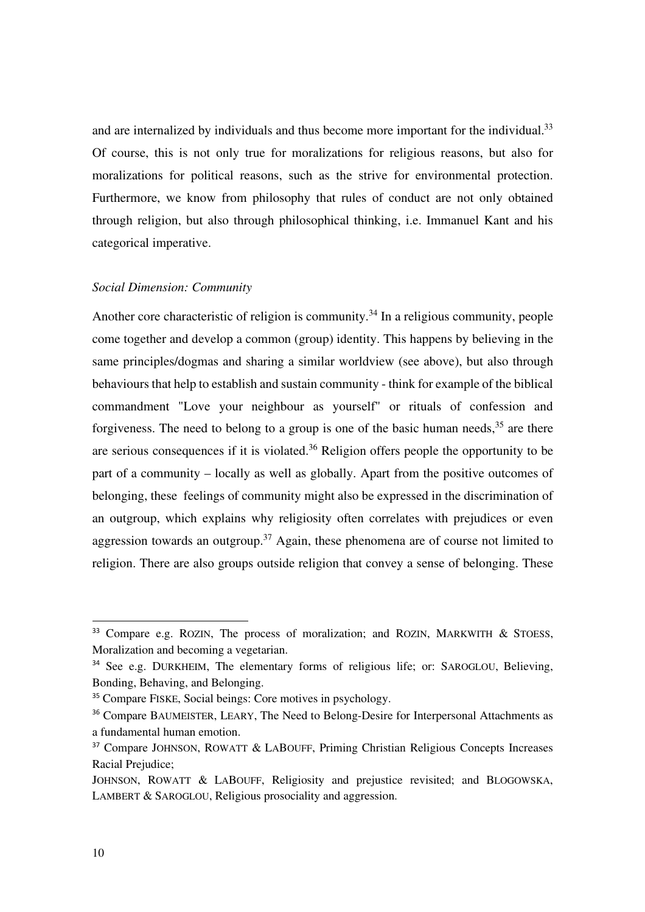and are internalized by individuals and thus become more important for the individual.[33] Of course, this is not only true for moralizations for religious reasons, but also for moralizations for political reasons, such as the strive for environmental protection. Furthermore, we know from philosophy that rules of conduct are not only obtained through religion, but also through philosophical thinking, i.e. Immanuel Kant and his categorical imperative.

*Social Dimension: Community*

Another core characteristic of religion is community.[34] In a religious community, people come together and develop a common (group) identity. This happens by believing in the same principles/dogmas and sharing a similar worldview (see above), but also through behaviours that help to establish and sustain community - think for example of the biblical commandment "Love your neighbour as yourself" or rituals of confession and forgiveness. The need to belong to a group is one of the basic human needs,[35] are there are serious consequences if it is violated.[36] Religion offers people the opportunity to be part of a community – locally as well as globally. Apart from the positive outcomes of belonging, these feelings of community might also be expressed in the discrimination of an outgroup, which explains why religiosity often correlates with prejudices or even aggression towards an outgroup.[37] Again, these phenomena are of course not limited to religion. There are also groups outside religion that convey a sense of belonging. These

---

[33] Compare e.g. ROZIN, The process of moralization; and ROZIN, MARKWITH & STOESS, Moralization and becoming a vegetarian.

[34] See e.g. DURKHEIM, The elementary forms of religious life; or: SAROGLOU, Believing, Bonding, Behaving, and Belonging.

[35] Compare FISKE, Social beings: Core motives in psychology.

[36] Compare BAUMEISTER, LEARY, The Need to Belong-Desire for Interpersonal Attachments as a fundamental human emotion.

[37] Compare JOHNSON, ROWATT & LABOUFF, Priming Christian Religious Concepts Increases Racial Prejudice;
JOHNSON, ROWATT & LABOUFF, Religiosity and prejustice revisited; and BLOGOWSKA, LAMBERT & SAROGLOU, Religious prosociality and aggression.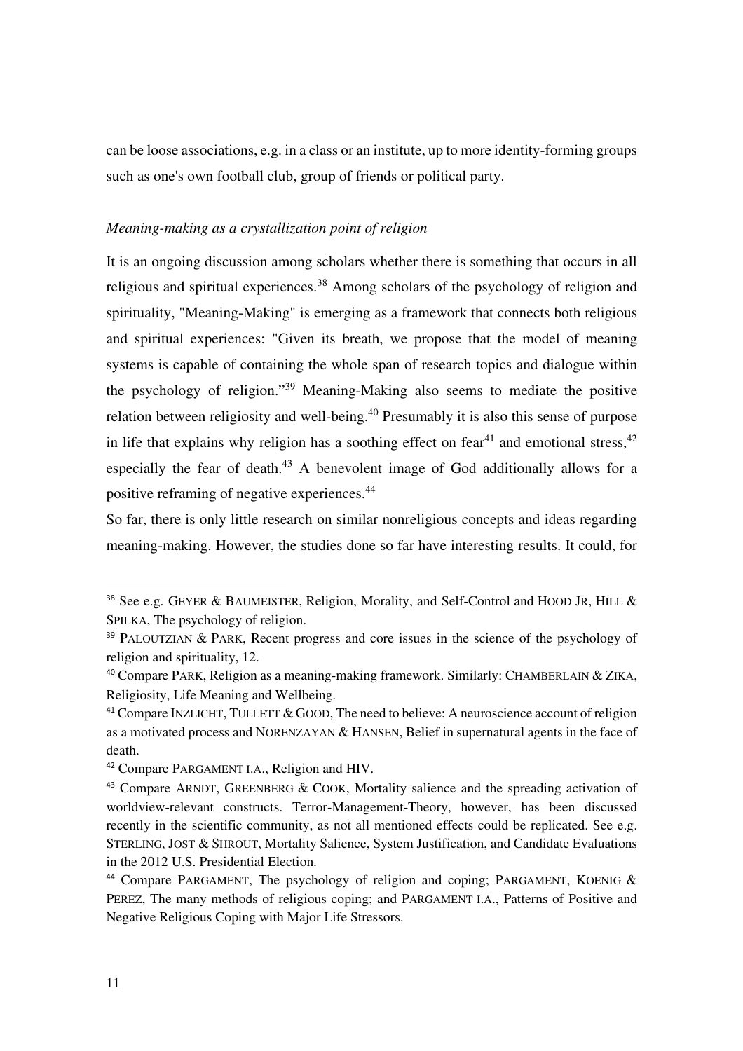can be loose associations, e.g. in a class or an institute, up to more identity-forming groups such as one's own football club, group of friends or political party.

*Meaning-making as a crystallization point of religion*

It is an ongoing discussion among scholars whether there is something that occurs in all religious and spiritual experiences.[38] Among scholars of the psychology of religion and spirituality, "Meaning-Making" is emerging as a framework that connects both religious and spiritual experiences: "Given its breath, we propose that the model of meaning systems is capable of containing the whole span of research topics and dialogue within the psychology of religion."[39] Meaning-Making also seems to mediate the positive relation between religiosity and well-being.[40] Presumably it is also this sense of purpose in life that explains why religion has a soothing effect on fear[41] and emotional stress,[42] especially the fear of death.[43] A benevolent image of God additionally allows for a positive reframing of negative experiences.[44]

So far, there is only little research on similar nonreligious concepts and ideas regarding meaning-making. However, the studies done so far have interesting results. It could, for

---

[38] See e.g. GEYER & BAUMEISTER, Religion, Morality, and Self-Control and HOOD JR, HILL & SPILKA, The psychology of religion.

[39] PALOUTZIAN & PARK, Recent progress and core issues in the science of the psychology of religion and spirituality, 12.

[40] Compare PARK, Religion as a meaning-making framework. Similarly: CHAMBERLAIN & ZIKA, Religiosity, Life Meaning and Wellbeing.

[41] Compare INZLICHT, TULLETT & GOOD, The need to believe: A neuroscience account of religion as a motivated process and NORENZAYAN & HANSEN, Belief in supernatural agents in the face of death.

[42] Compare PARGAMENT I.A., Religion and HIV.

[43] Compare ARNDT, GREENBERG & COOK, Mortality salience and the spreading activation of worldview-relevant constructs. Terror-Management-Theory, however, has been discussed recently in the scientific community, as not all mentioned effects could be replicated. See e.g. STERLING, JOST & SHROUT, Mortality Salience, System Justification, and Candidate Evaluations in the 2012 U.S. Presidential Election.

[44] Compare PARGAMENT, The psychology of religion and coping; PARGAMENT, KOENIG & PEREZ, The many methods of religious coping; and PARGAMENT I.A., Patterns of Positive and Negative Religious Coping with Major Life Stressors.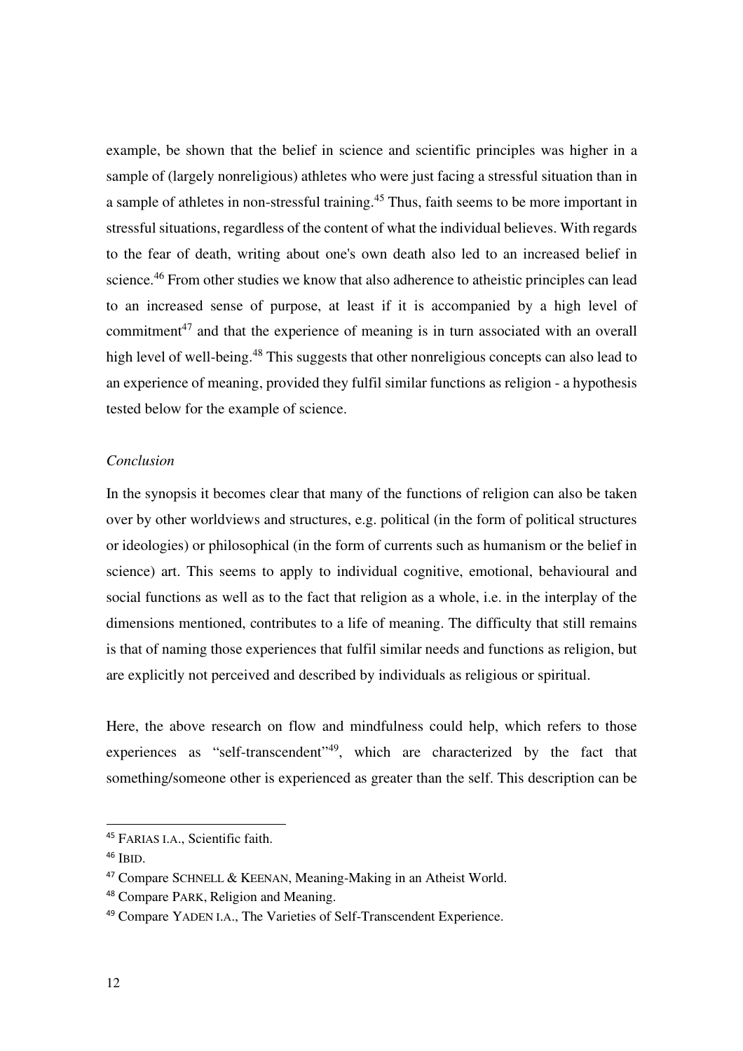example, be shown that the belief in science and scientific principles was higher in a sample of (largely nonreligious) athletes who were just facing a stressful situation than in a sample of athletes in non-stressful training.[45] Thus, faith seems to be more important in stressful situations, regardless of the content of what the individual believes. With regards to the fear of death, writing about one's own death also led to an increased belief in science.[46] From other studies we know that also adherence to atheistic principles can lead to an increased sense of purpose, at least if it is accompanied by a high level of commitment[47] and that the experience of meaning is in turn associated with an overall high level of well-being.[48] This suggests that other nonreligious concepts can also lead to an experience of meaning, provided they fulfil similar functions as religion - a hypothesis tested below for the example of science.

*Conclusion*

In the synopsis it becomes clear that many of the functions of religion can also be taken over by other worldviews and structures, e.g. political (in the form of political structures or ideologies) or philosophical (in the form of currents such as humanism or the belief in science) art. This seems to apply to individual cognitive, emotional, behavioural and social functions as well as to the fact that religion as a whole, i.e. in the interplay of the dimensions mentioned, contributes to a life of meaning. The difficulty that still remains is that of naming those experiences that fulfil similar needs and functions as religion, but are explicitly not perceived and described by individuals as religious or spiritual.

Here, the above research on flow and mindfulness could help, which refers to those experiences as "self-transcendent"[49], which are characterized by the fact that something/someone other is experienced as greater than the self. This description can be

---

[45] FARIAS I.A., Scientific faith.

[46] IBID.

[47] Compare SCHNELL & KEENAN, Meaning-Making in an Atheist World.

[48] Compare PARK, Religion and Meaning.

[49] Compare YADEN I.A., The Varieties of Self-Transcendent Experience.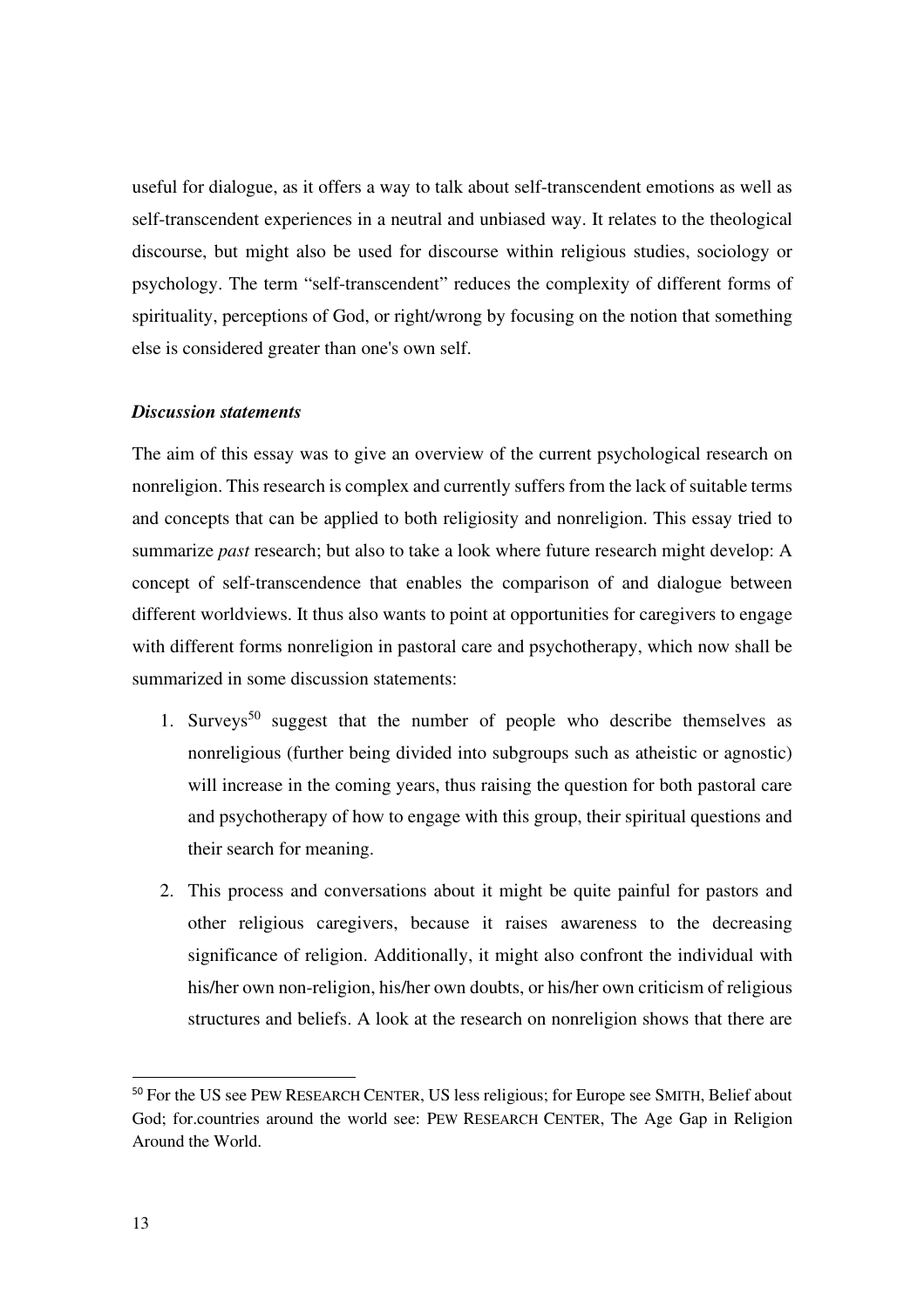useful for dialogue, as it offers a way to talk about self-transcendent emotions as well as self-transcendent experiences in a neutral and unbiased way. It relates to the theological discourse, but might also be used for discourse within religious studies, sociology or psychology. The term "self-transcendent" reduces the complexity of different forms of spirituality, perceptions of God, or right/wrong by focusing on the notion that something else is considered greater than one's own self.

***Discussion statements***

The aim of this essay was to give an overview of the current psychological research on nonreligion. This research is complex and currently suffers from the lack of suitable terms and concepts that can be applied to both religiosity and nonreligion. This essay tried to summarize *past* research; but also to take a look where future research might develop: A concept of self-transcendence that enables the comparison of and dialogue between different worldviews. It thus also wants to point at opportunities for caregivers to engage with different forms nonreligion in pastoral care and psychotherapy, which now shall be summarized in some discussion statements:

1. Surveys[50] suggest that the number of people who describe themselves as nonreligious (further being divided into subgroups such as atheistic or agnostic) will increase in the coming years, thus raising the question for both pastoral care and psychotherapy of how to engage with this group, their spiritual questions and their search for meaning.
2. This process and conversations about it might be quite painful for pastors and other religious caregivers, because it raises awareness to the decreasing significance of religion. Additionally, it might also confront the individual with his/her own non-religion, his/her own doubts, or his/her own criticism of religious structures and beliefs. A look at the research on nonreligion shows that there are

[50] For the US see PEW RESEARCH CENTER, US less religious; for Europe see SMITH, Belief about God; for.countries around the world see: PEW RESEARCH CENTER, The Age Gap in Religion Around the World.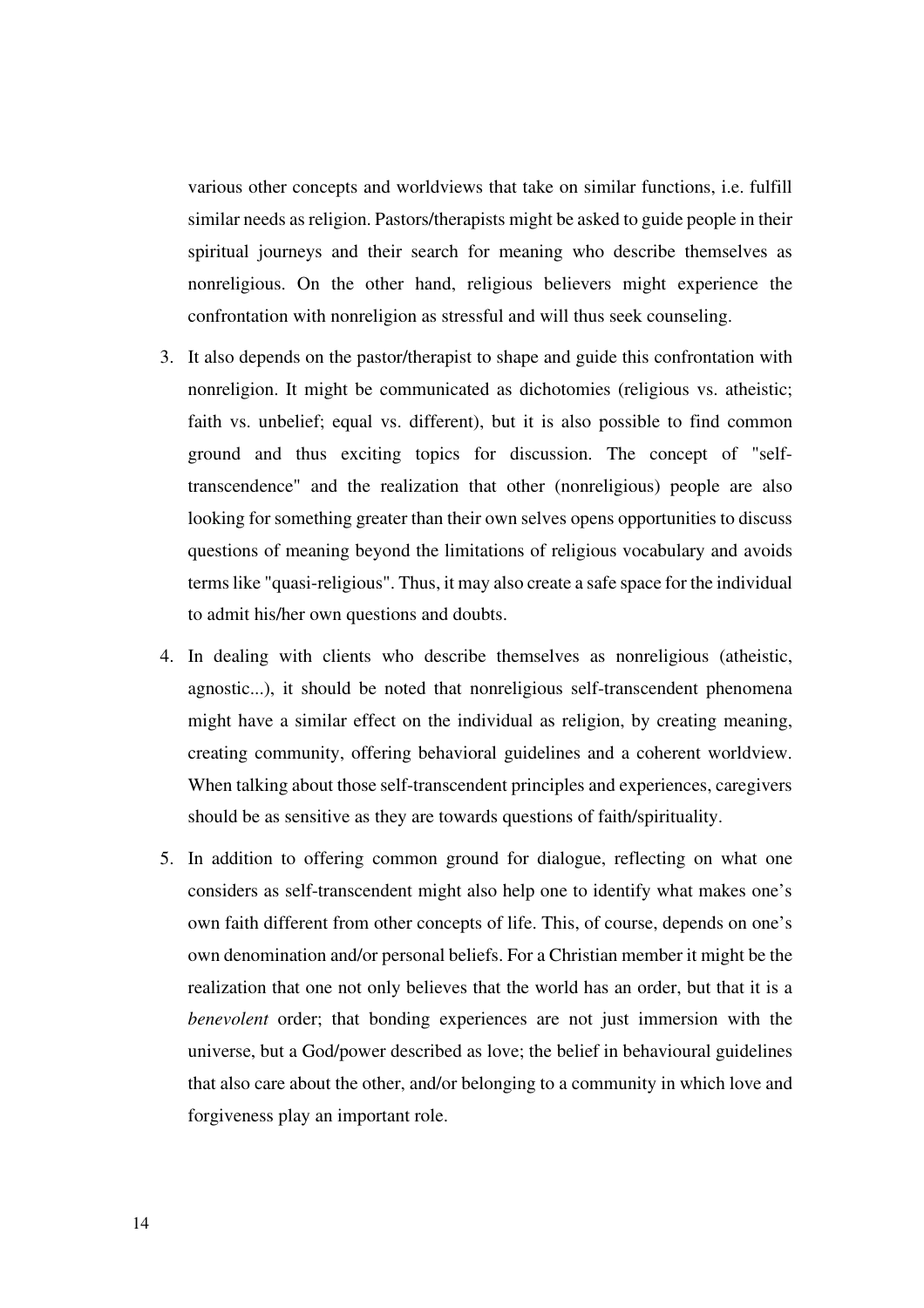various other concepts and worldviews that take on similar functions, i.e. fulfill similar needs as religion. Pastors/therapists might be asked to guide people in their spiritual journeys and their search for meaning who describe themselves as nonreligious. On the other hand, religious believers might experience the confrontation with nonreligion as stressful and will thus seek counseling.

3. It also depends on the pastor/therapist to shape and guide this confrontation with nonreligion. It might be communicated as dichotomies (religious vs. atheistic; faith vs. unbelief; equal vs. different), but it is also possible to find common ground and thus exciting topics for discussion. The concept of "self-transcendence" and the realization that other (nonreligious) people are also looking for something greater than their own selves opens opportunities to discuss questions of meaning beyond the limitations of religious vocabulary and avoids terms like "quasi-religious". Thus, it may also create a safe space for the individual to admit his/her own questions and doubts.
4. In dealing with clients who describe themselves as nonreligious (atheistic, agnostic...), it should be noted that nonreligious self-transcendent phenomena might have a similar effect on the individual as religion, by creating meaning, creating community, offering behavioral guidelines and a coherent worldview. When talking about those self-transcendent principles and experiences, caregivers should be as sensitive as they are towards questions of faith/spirituality.
5. In addition to offering common ground for dialogue, reflecting on what one considers as self-transcendent might also help one to identify what makes one's own faith different from other concepts of life. This, of course, depends on one's own denomination and/or personal beliefs. For a Christian member it might be the realization that one not only believes that the world has an order, but that it is a *benevolent* order; that bonding experiences are not just immersion with the universe, but a God/power described as love; the belief in behavioural guidelines that also care about the other, and/or belonging to a community in which love and forgiveness play an important role.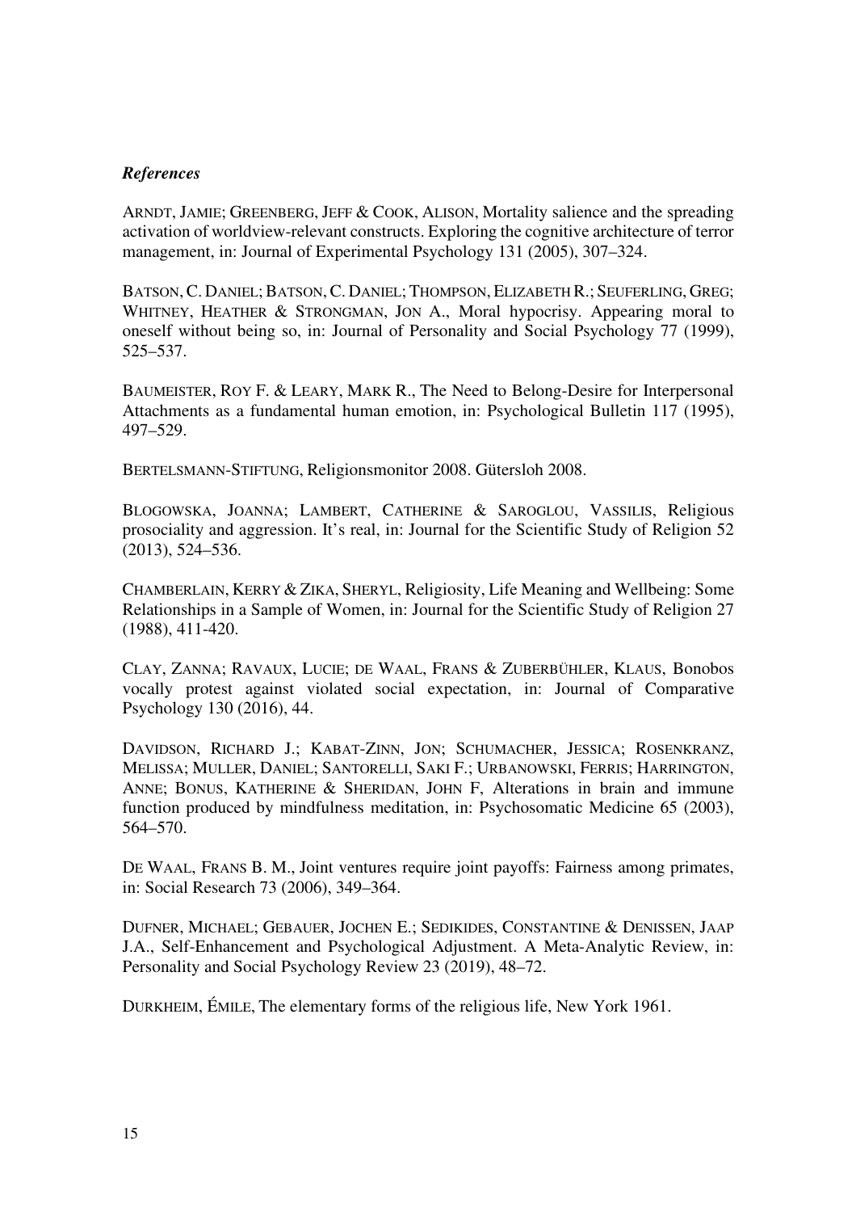### *References*

ARNDT, JAMIE; GREENBERG, JEFF & COOK, ALISON, Mortality salience and the spreading activation of worldview-relevant constructs. Exploring the cognitive architecture of terror management, in: Journal of Experimental Psychology 131 (2005), 307–324.

BATSON, C. DANIEL; BATSON, C. DANIEL; THOMPSON, ELIZABETH R.; SEUFERLING, GREG; WHITNEY, HEATHER & STRONGMAN, JON A., Moral hypocrisy. Appearing moral to oneself without being so, in: Journal of Personality and Social Psychology 77 (1999), 525–537.

BAUMEISTER, ROY F. & LEARY, MARK R., The Need to Belong-Desire for Interpersonal Attachments as a fundamental human emotion, in: Psychological Bulletin 117 (1995), 497–529.

BERTELSMANN-STIFTUNG, Religionsmonitor 2008. Gütersloh 2008.

BLOGOWSKA, JOANNA; LAMBERT, CATHERINE & SAROGLOU, VASSILIS, Religious prosociality and aggression. It's real, in: Journal for the Scientific Study of Religion 52 (2013), 524–536.

CHAMBERLAIN, KERRY & ZIKA, SHERYL, Religiosity, Life Meaning and Wellbeing: Some Relationships in a Sample of Women, in: Journal for the Scientific Study of Religion 27 (1988), 411-420.

CLAY, ZANNA; RAVAUX, LUCIE; DE WAAL, FRANS & ZUBERBÜHLER, KLAUS, Bonobos vocally protest against violated social expectation, in: Journal of Comparative Psychology 130 (2016), 44.

DAVIDSON, RICHARD J.; KABAT-ZINN, JON; SCHUMACHER, JESSICA; ROSENKRANZ, MELISSA; MULLER, DANIEL; SANTORELLI, SAKI F.; URBANOWSKI, FERRIS; HARRINGTON, ANNE; BONUS, KATHERINE & SHERIDAN, JOHN F, Alterations in brain and immune function produced by mindfulness meditation, in: Psychosomatic Medicine 65 (2003), 564–570.

DE WAAL, FRANS B. M., Joint ventures require joint payoffs: Fairness among primates, in: Social Research 73 (2006), 349–364.

DUFNER, MICHAEL; GEBAUER, JOCHEN E.; SEDIKIDES, CONSTANTINE & DENISSEN, JAAP J.A., Self-Enhancement and Psychological Adjustment. A Meta-Analytic Review, in: Personality and Social Psychology Review 23 (2019), 48–72.

DURKHEIM, ÉMILE, The elementary forms of the religious life, New York 1961.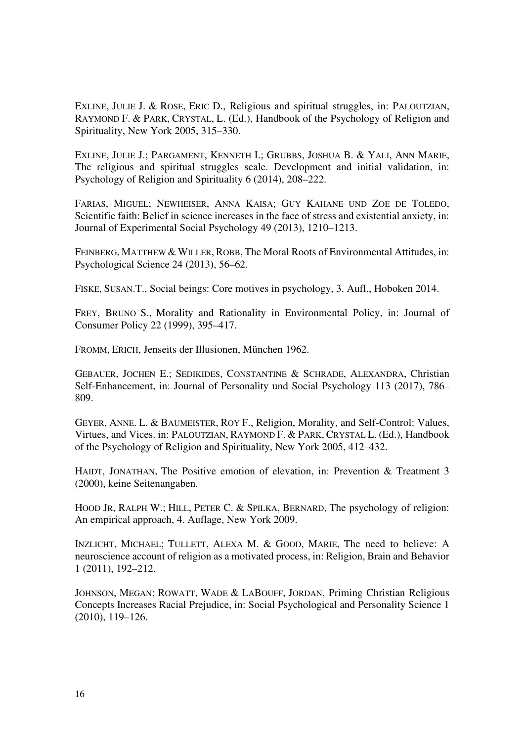EXLINE, JULIE J. & ROSE, ERIC D., Religious and spiritual struggles, in: PALOUTZIAN, RAYMOND F. & PARK, CRYSTAL, L. (Ed.), Handbook of the Psychology of Religion and Spirituality, New York 2005, 315–330.

EXLINE, JULIE J.; PARGAMENT, KENNETH I.; GRUBBS, JOSHUA B. & YALI, ANN MARIE, The religious and spiritual struggles scale. Development and initial validation, in: Psychology of Religion and Spirituality 6 (2014), 208–222.

FARIAS, MIGUEL; NEWHEISER, ANNA KAISA; GUY KAHANE UND ZOE DE TOLEDO, Scientific faith: Belief in science increases in the face of stress and existential anxiety, in: Journal of Experimental Social Psychology 49 (2013), 1210–1213.

FEINBERG, MATTHEW & WILLER, ROBB, The Moral Roots of Environmental Attitudes, in: Psychological Science 24 (2013), 56–62.

FISKE, SUSAN.T., Social beings: Core motives in psychology, 3. Aufl., Hoboken 2014.

FREY, BRUNO S., Morality and Rationality in Environmental Policy, in: Journal of Consumer Policy 22 (1999), 395–417.

FROMM, ERICH, Jenseits der Illusionen, München 1962.

GEBAUER, JOCHEN E.; SEDIKIDES, CONSTANTINE & SCHRADE, ALEXANDRA, Christian Self-Enhancement, in: Journal of Personality und Social Psychology 113 (2017), 786–809.

GEYER, ANNE. L. & BAUMEISTER, ROY F., Religion, Morality, and Self-Control: Values, Virtues, and Vices. in: PALOUTZIAN, RAYMOND F. & PARK, CRYSTAL L. (Ed.), Handbook of the Psychology of Religion and Spirituality, New York 2005, 412–432.

HAIDT, JONATHAN, The Positive emotion of elevation, in: Prevention & Treatment 3 (2000), keine Seitenangaben.

HOOD JR, RALPH W.; HILL, PETER C. & SPILKA, BERNARD, The psychology of religion: An empirical approach, 4. Auflage, New York 2009.

INZLICHT, MICHAEL; TULLETT, ALEXA M. & GOOD, MARIE, The need to believe: A neuroscience account of religion as a motivated process, in: Religion, Brain and Behavior 1 (2011), 192–212.

JOHNSON, MEGAN; ROWATT, WADE & LABOUFF, JORDAN, Priming Christian Religious Concepts Increases Racial Prejudice, in: Social Psychological and Personality Science 1 (2010), 119–126.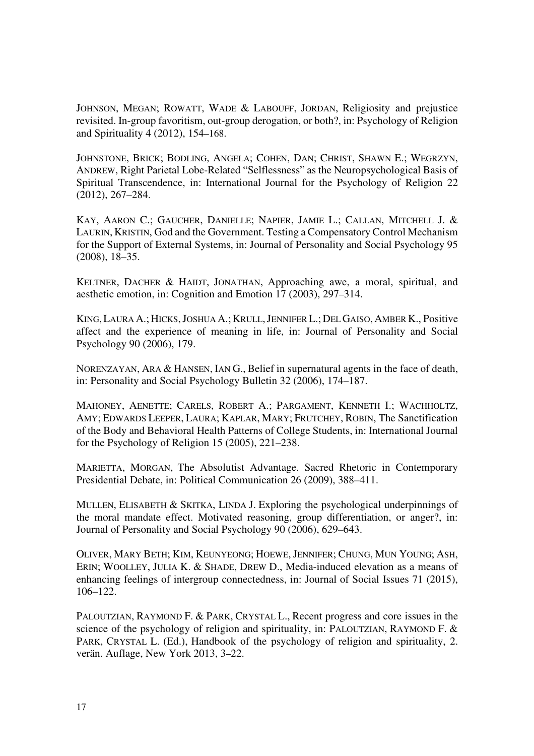JOHNSON, MEGAN; ROWATT, WADE & LABOUFF, JORDAN, Religiosity and prejustice revisited. In-group favoritism, out-group derogation, or both?, in: Psychology of Religion and Spirituality 4 (2012), 154–168.

JOHNSTONE, BRICK; BODLING, ANGELA; COHEN, DAN; CHRIST, SHAWN E.; WEGRZYN, ANDREW, Right Parietal Lobe-Related "Selflessness" as the Neuropsychological Basis of Spiritual Transcendence, in: International Journal for the Psychology of Religion 22 (2012), 267–284.

KAY, AARON C.; GAUCHER, DANIELLE; NAPIER, JAMIE L.; CALLAN, MITCHELL J. & LAURIN, KRISTIN, God and the Government. Testing a Compensatory Control Mechanism for the Support of External Systems, in: Journal of Personality and Social Psychology 95 (2008), 18–35.

KELTNER, DACHER & HAIDT, JONATHAN, Approaching awe, a moral, spiritual, and aesthetic emotion, in: Cognition and Emotion 17 (2003), 297–314.

KING, LAURA A.; HICKS, JOSHUA A.; KRULL, JENNIFER L.; DEL GAISO, AMBER K., Positive affect and the experience of meaning in life, in: Journal of Personality and Social Psychology 90 (2006), 179.

NORENZAYAN, ARA & HANSEN, IAN G., Belief in supernatural agents in the face of death, in: Personality and Social Psychology Bulletin 32 (2006), 174–187.

MAHONEY, AENETTE; CARELS, ROBERT A.; PARGAMENT, KENNETH I.; WACHHOLTZ, AMY; EDWARDS LEEPER, LAURA; KAPLAR, MARY; FRUTCHEY, ROBIN, The Sanctification of the Body and Behavioral Health Patterns of College Students, in: International Journal for the Psychology of Religion 15 (2005), 221–238.

MARIETTA, MORGAN, The Absolutist Advantage. Sacred Rhetoric in Contemporary Presidential Debate, in: Political Communication 26 (2009), 388–411.

MULLEN, ELISABETH & SKITKA, LINDA J. Exploring the psychological underpinnings of the moral mandate effect. Motivated reasoning, group differentiation, or anger?, in: Journal of Personality and Social Psychology 90 (2006), 629–643.

OLIVER, MARY BETH; KIM, KEUNYEONG; HOEWE, JENNIFER; CHUNG, MUN YOUNG; ASH, ERIN; WOOLLEY, JULIA K. & SHADE, DREW D., Media-induced elevation as a means of enhancing feelings of intergroup connectedness, in: Journal of Social Issues 71 (2015), 106–122.

PALOUTZIAN, RAYMOND F. & PARK, CRYSTAL L., Recent progress and core issues in the science of the psychology of religion and spirituality, in: PALOUTZIAN, RAYMOND F. & PARK, CRYSTAL L. (Ed.), Handbook of the psychology of religion and spirituality, 2. verän. Auflage, New York 2013, 3–22.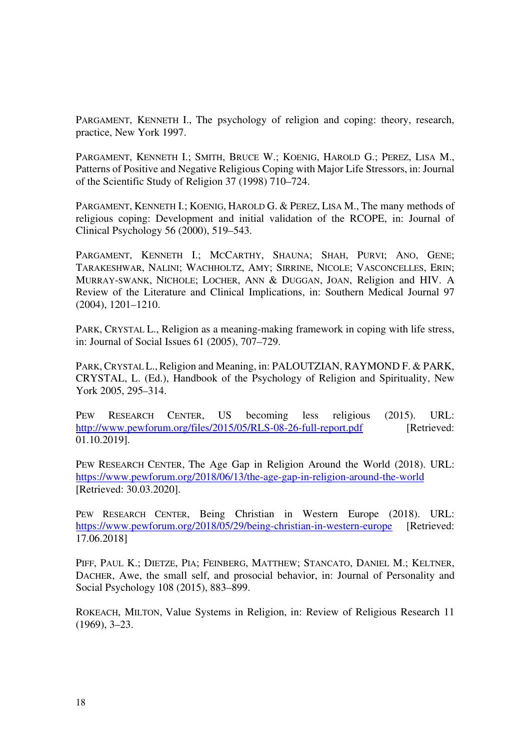PARGAMENT, KENNETH I., The psychology of religion and coping: theory, research, practice, New York 1997.

PARGAMENT, KENNETH I.; SMITH, BRUCE W.; KOENIG, HAROLD G.; PEREZ, LISA M., Patterns of Positive and Negative Religious Coping with Major Life Stressors, in: Journal of the Scientific Study of Religion 37 (1998) 710–724.

PARGAMENT, KENNETH I.; KOENIG, HAROLD G. & PEREZ, LISA M., The many methods of religious coping: Development and initial validation of the RCOPE, in: Journal of Clinical Psychology 56 (2000), 519–543.

PARGAMENT, KENNETH I.; MCCARTHY, SHAUNA; SHAH, PURVI; ANO, GENE; TARAKESHWAR, NALINI; WACHHOLTZ, AMY; SIRRINE, NICOLE; VASCONCELLES, ERIN; MURRAY-SWANK, NICHOLE; LOCHER, ANN & DUGGAN, JOAN, Religion and HIV. A Review of the Literature and Clinical Implications, in: Southern Medical Journal 97 (2004), 1201–1210.

PARK, CRYSTAL L., Religion as a meaning-making framework in coping with life stress, in: Journal of Social Issues 61 (2005), 707–729.

PARK, CRYSTAL L., Religion and Meaning, in: PALOUTZIAN, RAYMOND F. & PARK, CRYSTAL, L. (Ed.), Handbook of the Psychology of Religion and Spirituality, New York 2005, 295–314.

PEW RESEARCH CENTER, US becoming less religious (2015). URL: http://www.pewforum.org/files/2015/05/RLS-08-26-full-report.pdf [Retrieved: 01.10.2019].

PEW RESEARCH CENTER, The Age Gap in Religion Around the World (2018). URL: https://www.pewforum.org/2018/06/13/the-age-gap-in-religion-around-the-world [Retrieved: 30.03.2020].

PEW RESEARCH CENTER, Being Christian in Western Europe (2018). URL: https://www.pewforum.org/2018/05/29/being-christian-in-western-europe [Retrieved: 17.06.2018]

PIFF, PAUL K.; DIETZE, PIA; FEINBERG, MATTHEW; STANCATO, DANIEL M.; KELTNER, DACHER, Awe, the small self, and prosocial behavior, in: Journal of Personality and Social Psychology 108 (2015), 883–899.

ROKEACH, MILTON, Value Systems in Religion, in: Review of Religious Research 11 (1969), 3–23.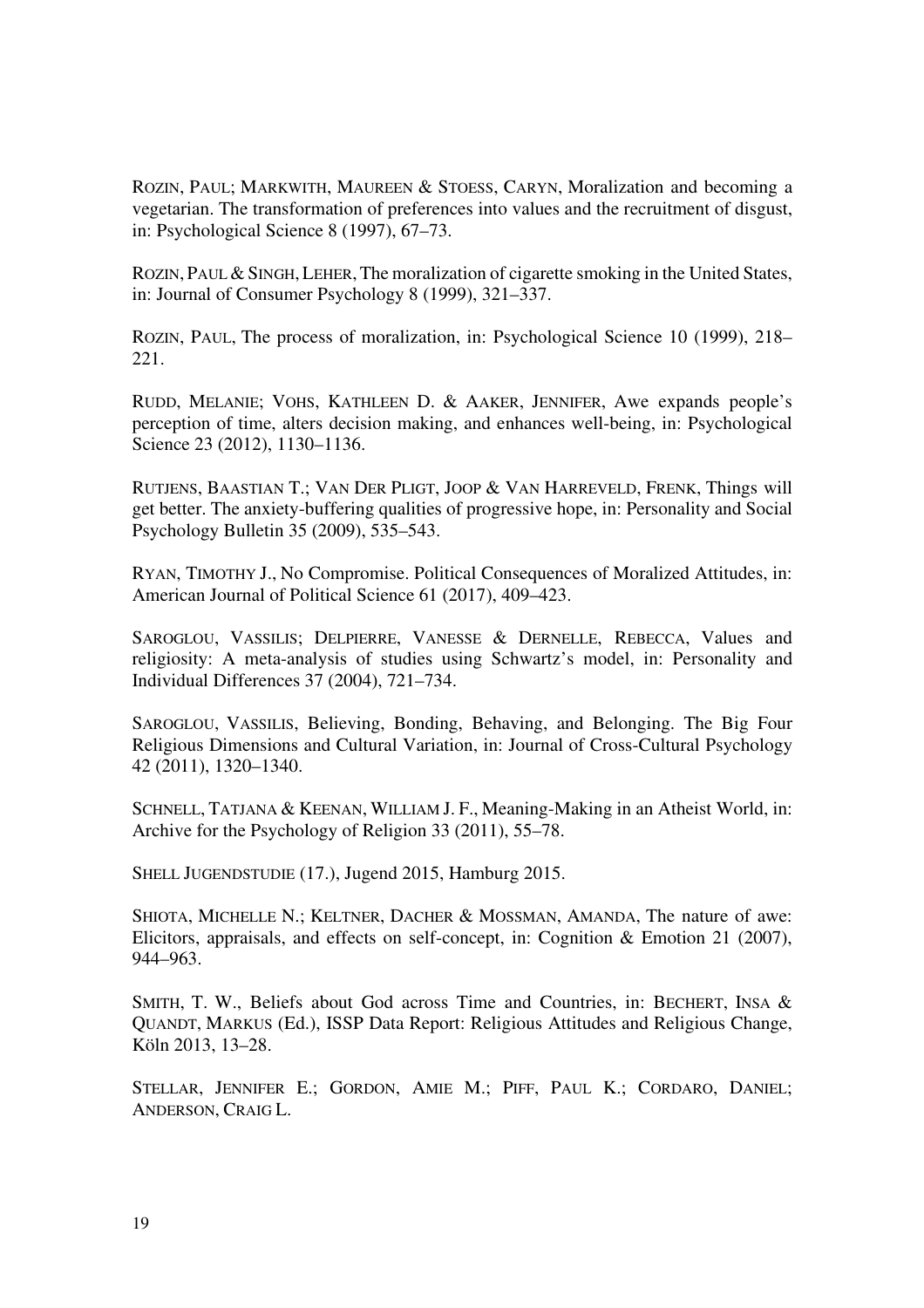ROZIN, PAUL; MARKWITH, MAUREEN & STOESS, CARYN, Moralization and becoming a vegetarian. The transformation of preferences into values and the recruitment of disgust, in: Psychological Science 8 (1997), 67–73.

ROZIN, PAUL & SINGH, LEHER, The moralization of cigarette smoking in the United States, in: Journal of Consumer Psychology 8 (1999), 321–337.

ROZIN, PAUL, The process of moralization, in: Psychological Science 10 (1999), 218–221.

RUDD, MELANIE; VOHS, KATHLEEN D. & AAKER, JENNIFER, Awe expands people's perception of time, alters decision making, and enhances well-being, in: Psychological Science 23 (2012), 1130–1136.

RUTJENS, BAASTIAN T.; VAN DER PLIGT, JOOP & VAN HARREVELD, FRENK, Things will get better. The anxiety-buffering qualities of progressive hope, in: Personality and Social Psychology Bulletin 35 (2009), 535–543.

RYAN, TIMOTHY J., No Compromise. Political Consequences of Moralized Attitudes, in: American Journal of Political Science 61 (2017), 409–423.

SAROGLOU, VASSILIS; DELPIERRE, VANESSE & DERNELLE, REBECCA, Values and religiosity: A meta-analysis of studies using Schwartz's model, in: Personality and Individual Differences 37 (2004), 721–734.

SAROGLOU, VASSILIS, Believing, Bonding, Behaving, and Belonging. The Big Four Religious Dimensions and Cultural Variation, in: Journal of Cross-Cultural Psychology 42 (2011), 1320–1340.

SCHNELL, TATJANA & KEENAN, WILLIAM J. F., Meaning-Making in an Atheist World, in: Archive for the Psychology of Religion 33 (2011), 55–78.

SHELL JUGENDSTUDIE (17.), Jugend 2015, Hamburg 2015.

SHIOTA, MICHELLE N.; KELTNER, DACHER & MOSSMAN, AMANDA, The nature of awe: Elicitors, appraisals, and effects on self-concept, in: Cognition & Emotion 21 (2007), 944–963.

SMITH, T. W., Beliefs about God across Time and Countries, in: BECHERT, INSA & QUANDT, MARKUS (Ed.), ISSP Data Report: Religious Attitudes and Religious Change, Köln 2013, 13–28.

STELLAR, JENNIFER E.; GORDON, AMIE M.; PIFF, PAUL K.; CORDARO, DANIEL; ANDERSON, CRAIG L.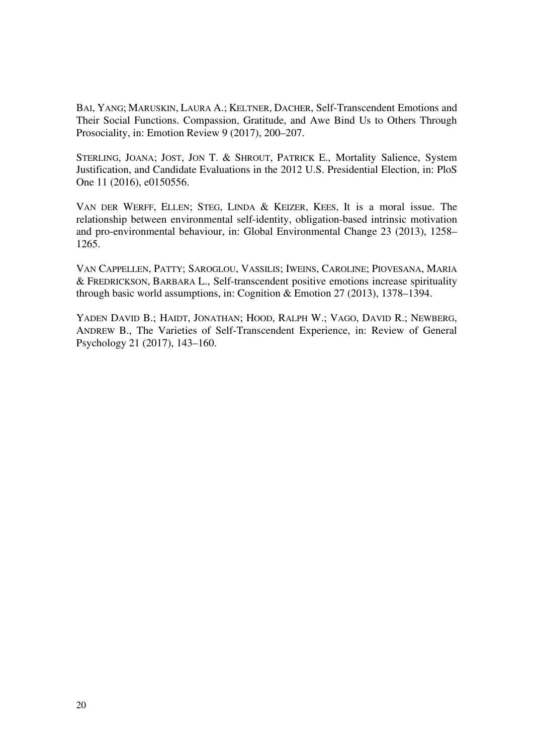BAI, YANG; MARUSKIN, LAURA A.; KELTNER, DACHER, Self-Transcendent Emotions and Their Social Functions. Compassion, Gratitude, and Awe Bind Us to Others Through Prosociality, in: Emotion Review 9 (2017), 200–207.

STERLING, JOANA; JOST, JON T. & SHROUT, PATRICK E., Mortality Salience, System Justification, and Candidate Evaluations in the 2012 U.S. Presidential Election, in: PloS One 11 (2016), e0150556.

VAN DER WERFF, ELLEN; STEG, LINDA & KEIZER, KEES, It is a moral issue. The relationship between environmental self-identity, obligation-based intrinsic motivation and pro-environmental behaviour, in: Global Environmental Change 23 (2013), 1258–1265.

VAN CAPPELLEN, PATTY; SAROGLOU, VASSILIS; IWEINS, CAROLINE; PIOVESANA, MARIA & FREDRICKSON, BARBARA L., Self-transcendent positive emotions increase spirituality through basic world assumptions, in: Cognition & Emotion 27 (2013), 1378–1394.

YADEN DAVID B.; HAIDT, JONATHAN; HOOD, RALPH W.; VAGO, DAVID R.; NEWBERG, ANDREW B., The Varieties of Self-Transcendent Experience, in: Review of General Psychology 21 (2017), 143–160.